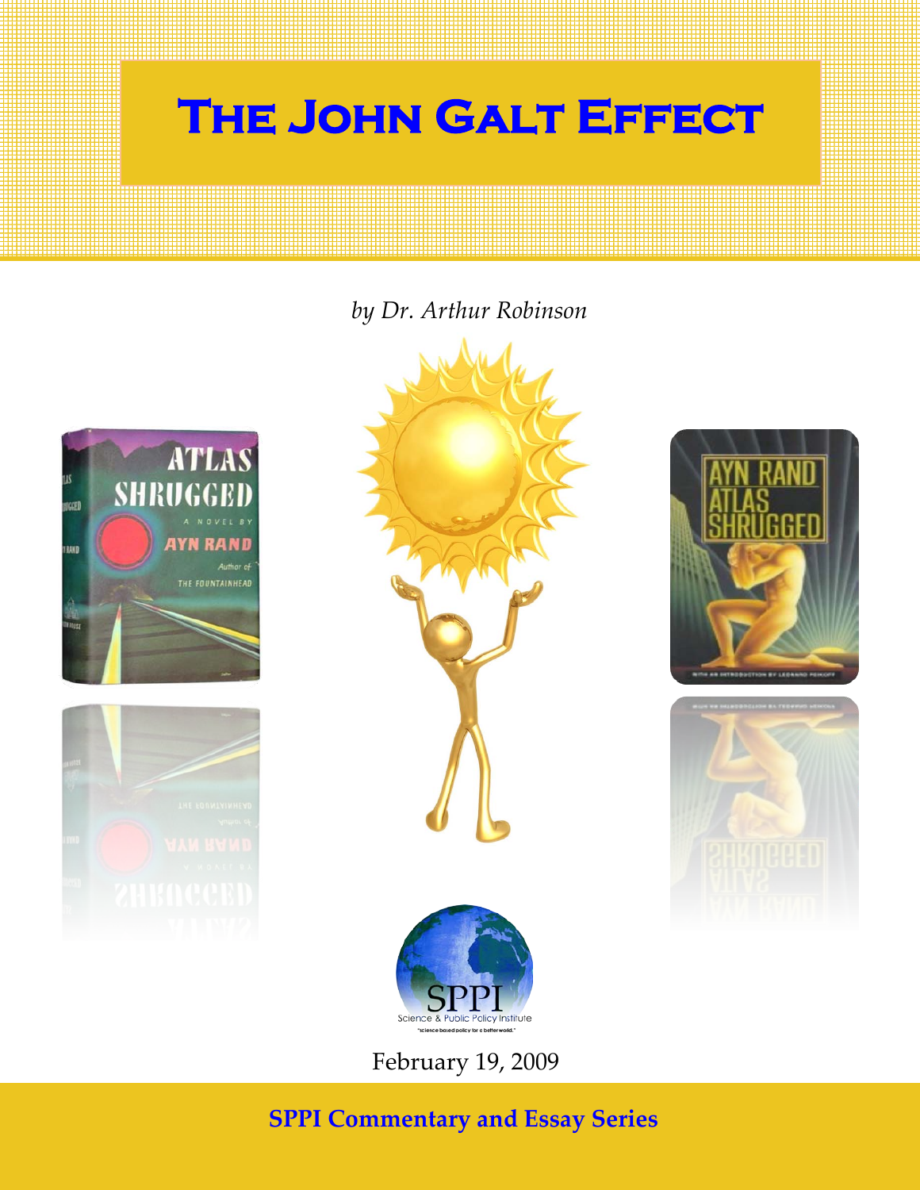# The John Galt Effect

*by Dr. Arthur Robinson*

February 19, 2009

**SPPI Commentary and Essay Series**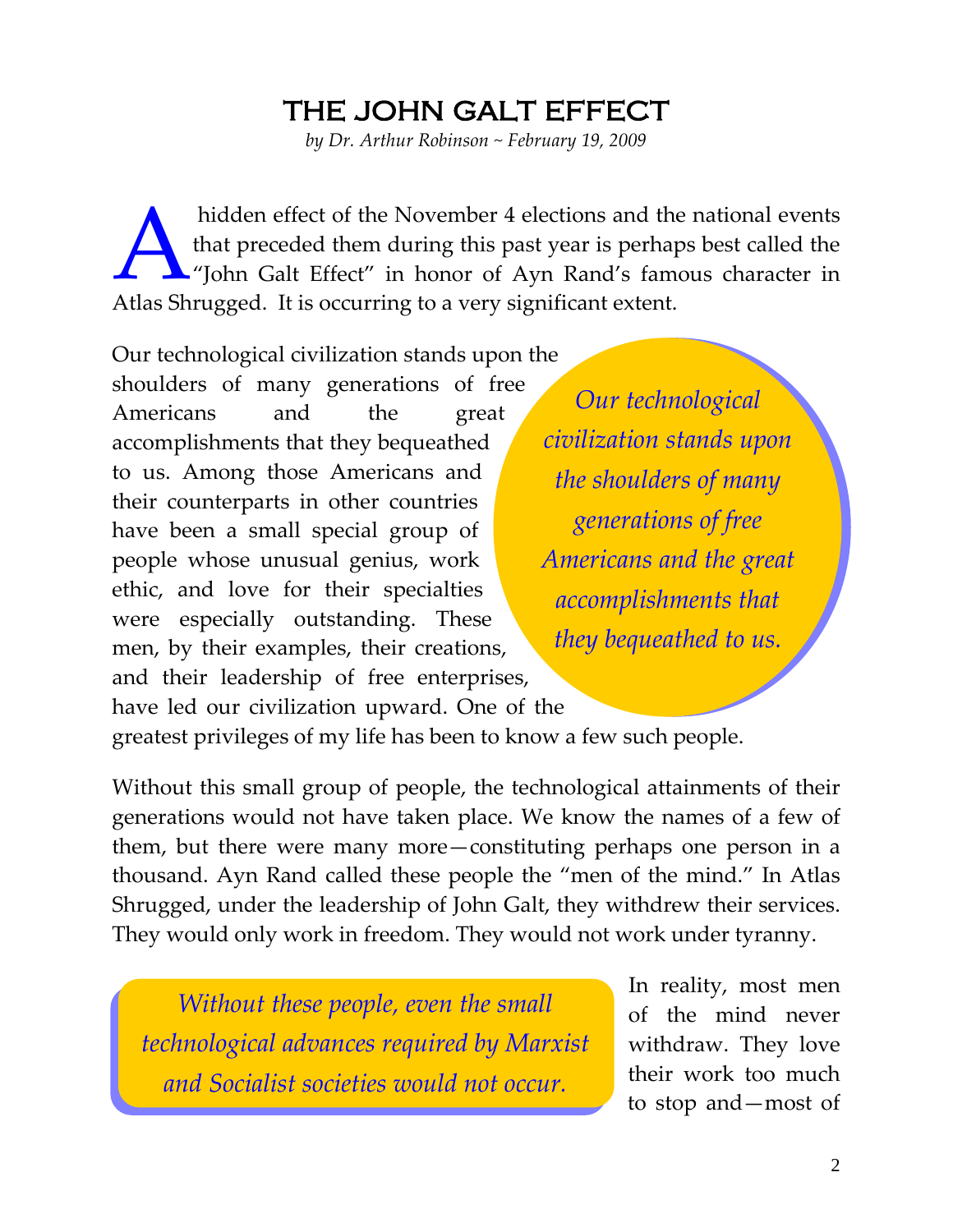# THE JOHN GALT EFFECT

*by Dr. Arthur Robinson ~ February 19, 2009*

A hidden effect of the November 4 elections and the national events that preceded them during this past year is perhaps best called the "John Galt Effect" in honor of Ayn Rand's famous character in Atlas Shrugged. It is occurring to a very significant extent.

Our technological civilization stands upon the shoulders of many generations of free Americans and the great accomplishments that they bequeathed to us. Among those Americans and their counterparts in other countries have been a small special group of people whose unusual genius, work ethic, and love for their specialties were especially outstanding. These men, by their examples, their creations, and their leadership of free enterprises, have led our civilization upward. One of the greatest privileges of my life has been to know a few such people.

> *Our technological civilization stands upon the shoulders of many generations of free Americans and the great accomplishments that they bequeathed to us.*

Without this small group of people, the technological attainments of their generations would not have taken place. We know the names of a few of them, but there were many more—constituting perhaps one person in a thousand. Ayn Rand called these people the "men of the mind." In Atlas Shrugged, under the leadership of John Galt, they withdrew their services. They would only work in freedom. They would not work under tyranny.

> *Without these people, even the small technological advances required by Marxist and Socialist societies would not occur.*

In reality, most men of the mind never withdraw. They love their work too much to stop and—most of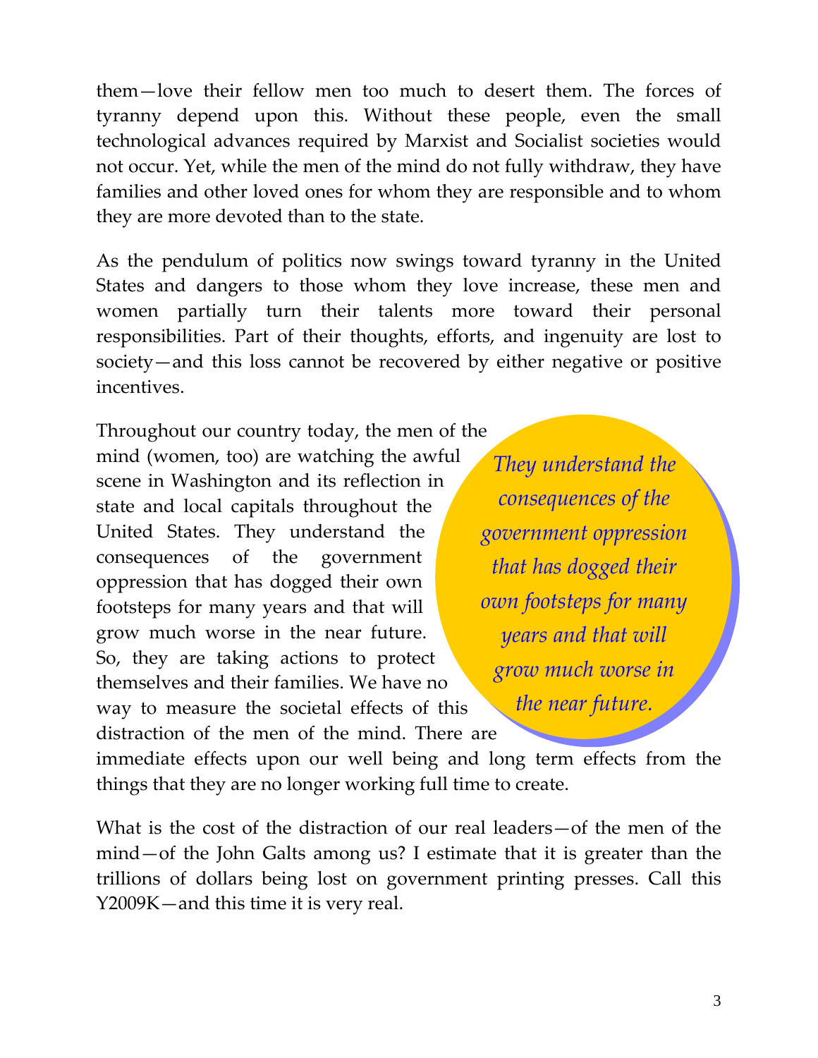them—love their fellow men too much to desert them. The forces of tyranny depend upon this. Without these people, even the small technological advances required by Marxist and Socialist societies would not occur. Yet, while the men of the mind do not fully withdraw, they have families and other loved ones for whom they are responsible and to whom they are more devoted than to the state.

As the pendulum of politics now swings toward tyranny in the United States and dangers to those whom they love increase, these men and women partially turn their talents more toward their personal responsibilities. Part of their thoughts, efforts, and ingenuity are lost to society—and this loss cannot be recovered by either negative or positive incentives.

Throughout our country today, the men of the mind (women, too) are watching the awful scene in Washington and its reflection in state and local capitals throughout the United States. They understand the consequences of the government oppression that has dogged their own footsteps for many years and that will grow much worse in the near future. So, they are taking actions to protect themselves and their families. We have no way to measure the societal effects of this distraction of the men of the mind. There are immediate effects upon our well being and long term effects from the things that they are no longer working full time to create.

> *They understand the consequences of the government oppression that has dogged their own footsteps for many years and that will grow much worse in the near future.*

What is the cost of the distraction of our real leaders—of the men of the mind—of the John Galts among us? I estimate that it is greater than the trillions of dollars being lost on government printing presses. Call this Y2009K—and this time it is very real.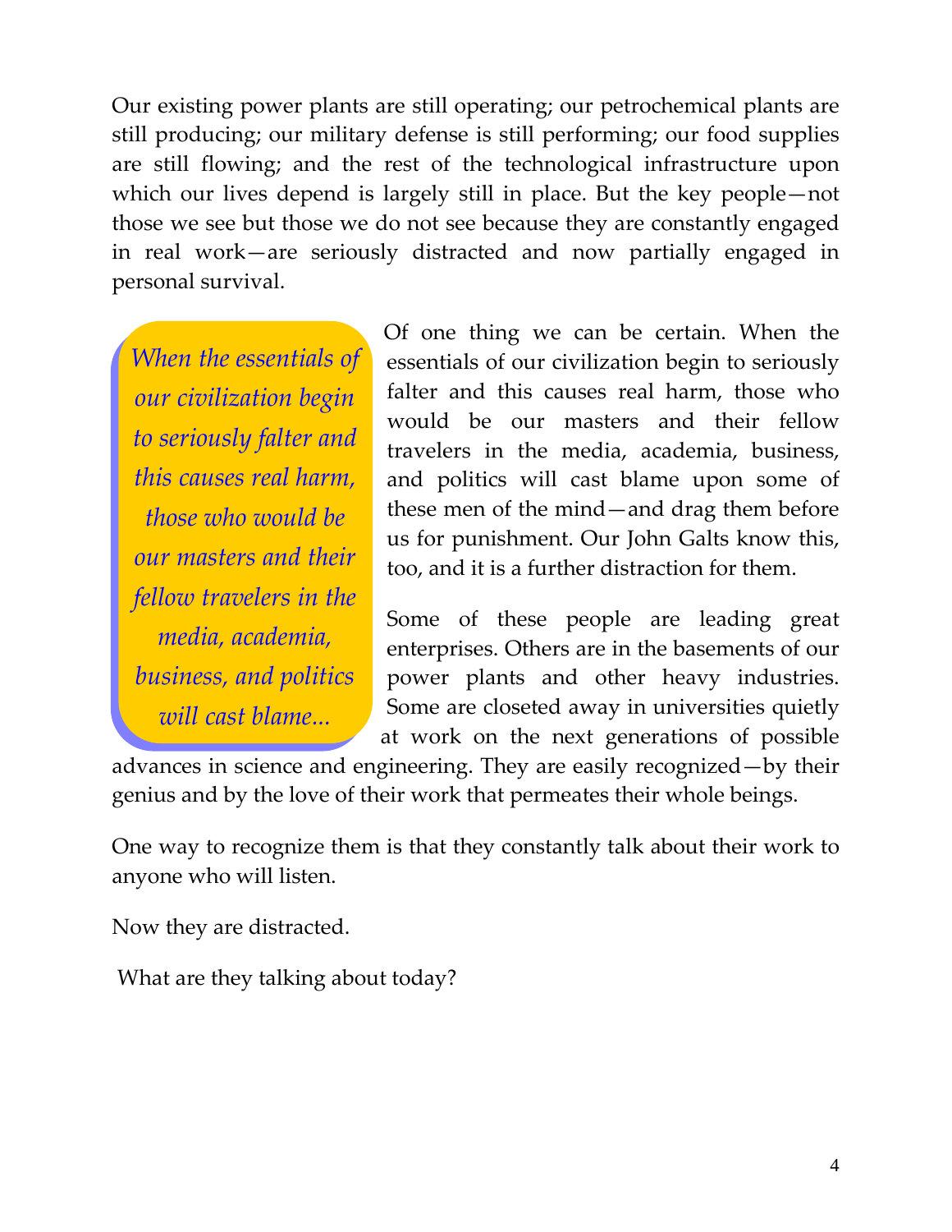Our existing power plants are still operating; our petrochemical plants are still producing; our military defense is still performing; our food supplies are still flowing; and the rest of the technological infrastructure upon which our lives depend is largely still in place. But the key people—not those we see but those we do not see because they are constantly engaged in real work—are seriously distracted and now partially engaged in personal survival.

> *When the essentials of our civilization begin to seriously falter and this causes real harm, those who would be our masters and their fellow travelers in the media, academia, business, and politics will cast blame...*

Of one thing we can be certain. When the essentials of our civilization begin to seriously falter and this causes real harm, those who would be our masters and their fellow travelers in the media, academia, business, and politics will cast blame upon some of these men of the mind—and drag them before us for punishment. Our John Galts know this, too, and it is a further distraction for them.

Some of these people are leading great enterprises. Others are in the basements of our power plants and other heavy industries. Some are closeted away in universities quietly at work on the next generations of possible advances in science and engineering. They are easily recognized—by their genius and by the love of their work that permeates their whole beings.

One way to recognize them is that they constantly talk about their work to anyone who will listen.

Now they are distracted.

What are they talking about today?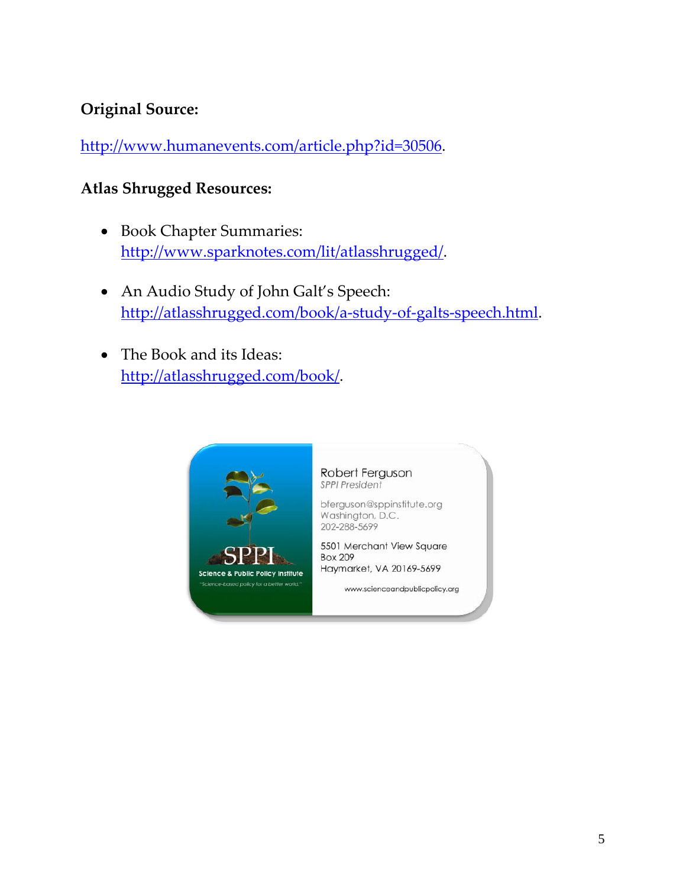**Original Source:**

http://www.humanevents.com/article.php?id=30506.

**Atlas Shrugged Resources:**

- Book Chapter Summaries: http://www.sparknotes.com/lit/atlasshrugged/.
- An Audio Study of John Galt's Speech: http://atlasshrugged.com/book/a-study-of-galts-speech.html.
- The Book and its Ideas: http://atlasshrugged.com/book/.

SPPI
Science & Public Policy Institute
"Science-based policy for a better world."

Robert Ferguson
*SPPI President*

bferguson@sppinstitute.org
Washington, D.C.
202-288-5699

5501 Merchant View Square
Box 209
Haymarket, VA 20169-5699

www.scienceandpublicpolicy.org